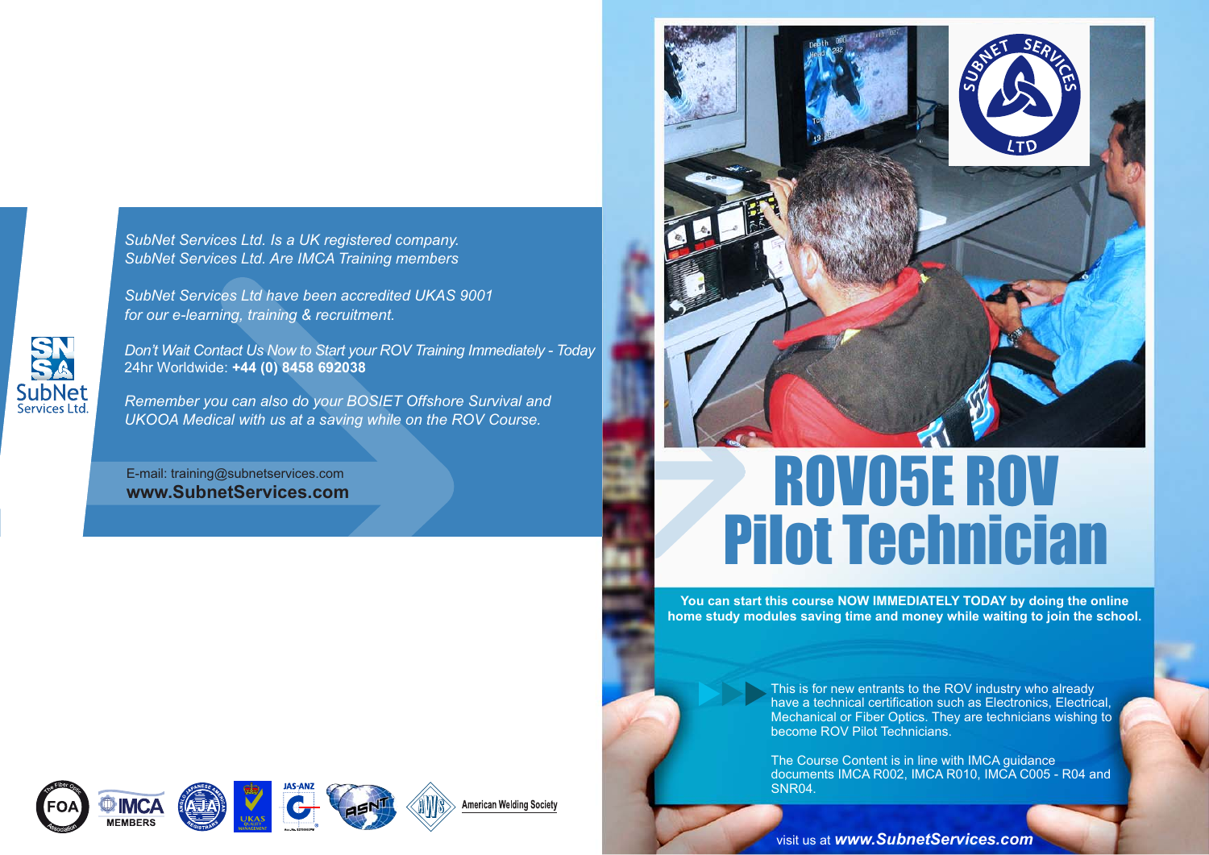*SubNet Services Ltd. Is a UK registered company.*
*SubNet Services Ltd. Are IMCA Training members*

*SubNet Services Ltd have been accredited UKAS 9001 for our e-learning, training & recruitment.*

*Don't Wait Contact Us Now to Start your ROV Training Immediately - Today*
24hr Worldwide: **+44 (0) 8458 692038**

*Remember you can also do your BOSIET Offshore Survival and UKOOA Medical with us at a saving while on the ROV Course.*

E-mail: training@subnetservices.com
**www.SubnetServices.com**

SubNet Services Ltd.

FOA · IMCA MEMBERS · AJA · UKAS · JAS-ANZ · ASNT · American Welding Society

# ROV05E ROV Pilot Technician

**You can start this course NOW IMMEDIATELY TODAY by doing the online home study modules saving time and money while waiting to join the school.**

This is for new entrants to the ROV industry who already have a technical certification such as Electronics, Electrical, Mechanical or Fiber Optics. They are technicians wishing to become ROV Pilot Technicians.

The Course Content is in line with IMCA guidance documents IMCA R002, IMCA R010, IMCA C005 - R04 and SNR04.

visit us at ***www.SubnetServices.com***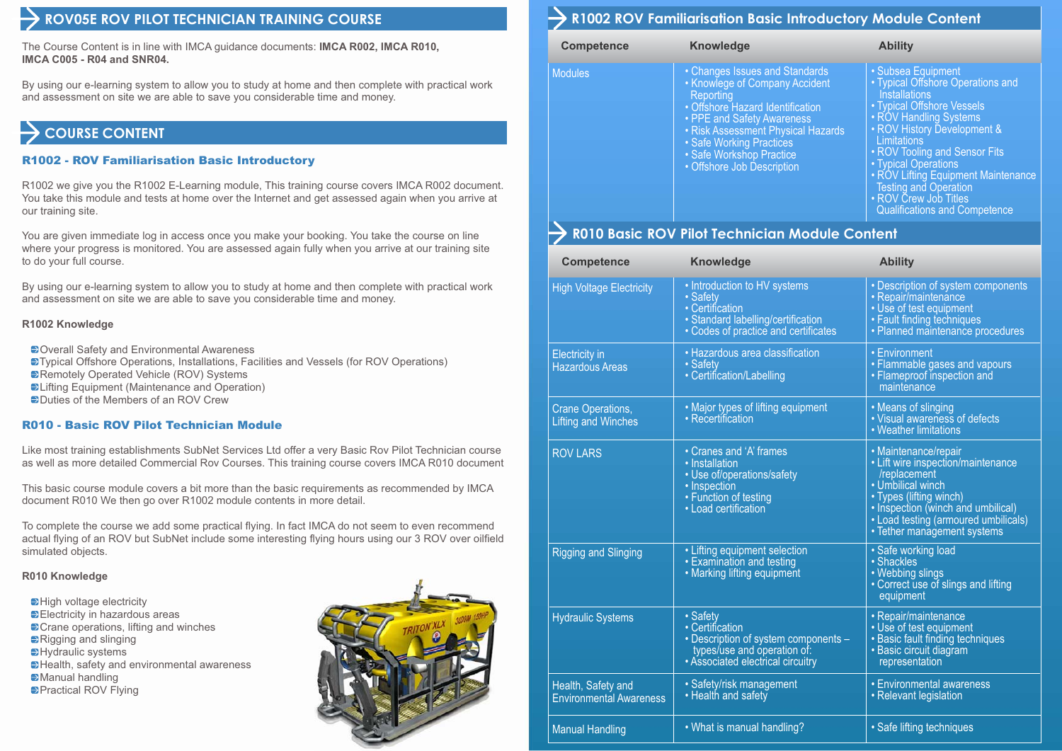## ROV05E ROV PILOT TECHNICIAN TRAINING COURSE

The Course Content is in line with IMCA guidance documents: **IMCA R002, IMCA R010, IMCA C005 - R04 and SNR04.**

By using our e-learning system to allow you to study at home and then complete with practical work and assessment on site we are able to save you considerable time and money.

## COURSE CONTENT

### R1002 - ROV Familiarisation Basic Introductory

R1002 we give you the R1002 E-Learning module, This training course covers IMCA R002 document. You take this module and tests at home over the Internet and get assessed again when you arrive at our training site.

You are given immediate log in access once you make your booking. You take the course on line where your progress is monitored. You are assessed again fully when you arrive at our training site to do your full course.

By using our e-learning system to allow you to study at home and then complete with practical work and assessment on site we are able to save you considerable time and money.

**R1002 Knowledge**

- Overall Safety and Environmental Awareness
- Typical Offshore Operations, Installations, Facilities and Vessels (for ROV Operations)
- Remotely Operated Vehicle (ROV) Systems
- Lifting Equipment (Maintenance and Operation)
- Duties of the Members of an ROV Crew

### R010 - Basic ROV Pilot Technician Module

Like most training establishments SubNet Services Ltd offer a very Basic Rov Pilot Technician course as well as more detailed Commercial Rov Courses. This training course covers IMCA R010 document

This basic course module covers a bit more than the basic requirements as recommended by IMCA document R010 We then go over R1002 module contents in more detail.

To complete the course we add some practical flying. In fact IMCA do not seem to even recommend actual flying of an ROV but SubNet include some interesting flying hours using our 3 ROV over oilfield simulated objects.

**R010 Knowledge**

- High voltage electricity
- Electricity in hazardous areas
- Crane operations, lifting and winches
- Rigging and slinging
- Hydraulic systems
- Health, safety and environmental awareness
- Manual handling
- Practical ROV Flying

## R1002 ROV Familiarisation Basic Introductory Module Content

| Competence | Knowledge | Ability |
|---|---|---|
| Modules | • Changes Issues and Standards<br>• Knowlege of Company Accident Reporting<br>• Offshore Hazard Identification<br>• PPE and Safety Awareness<br>• Risk Assessment Physical Hazards<br>• Safe Working Practices<br>• Safe Workshop Practice<br>• Offshore Job Description | • Subsea Equipment<br>• Typical Offshore Operations and Installations<br>• Typical Offshore Vessels<br>• ROV Handling Systems<br>• ROV History Development & Limitations<br>• ROV Tooling and Sensor Fits<br>• Typical Operations<br>• ROV Lifting Equipment Maintenance Testing and Operation<br>• ROV Crew Job Titles Qualifications and Competence |

## R010 Basic ROV Pilot Technician Module Content

| Competence | Knowledge | Ability |
|---|---|---|
| High Voltage Electricity | • Introduction to HV systems<br>• Safety<br>• Certification<br>• Standard labelling/certification<br>• Codes of practice and certificates | • Description of system components<br>• Repair/maintenance<br>• Use of test equipment<br>• Fault finding techniques<br>• Planned maintenance procedures |
| Electricity in Hazardous Areas | • Hazardous area classification<br>• Safety<br>• Certification/Labelling | • Environment<br>• Flammable gases and vapours<br>• Flameproof inspection and maintenance |
| Crane Operations, Lifting and Winches | • Major types of lifting equipment<br>• Recertification | • Means of slinging<br>• Visual awareness of defects<br>• Weather limitations |
| ROV LARS | • Cranes and 'A' frames<br>• Installation<br>• Use of/operations/safety<br>• Inspection<br>• Function of testing<br>• Load certification | • Maintenance/repair<br>• Lift wire inspection/maintenance /replacement<br>• Umbilical winch<br>• Types (lifting winch)<br>• Inspection (winch and umbilical)<br>• Load testing (armoured umbilicals)<br>• Tether management systems |
| Rigging and Slinging | • Lifting equipment selection<br>• Examination and testing<br>• Marking lifting equipment | • Safe working load<br>• Shackles<br>• Webbing slings<br>• Correct use of slings and lifting equipment |
| Hydraulic Systems | • Safety<br>• Certification<br>• Description of system components – types/use and operation of:<br>• Associated electrical circuitry | • Repair/maintenance<br>• Use of test equipment<br>• Basic fault finding techniques<br>• Basic circuit diagram representation |
| Health, Safety and Environmental Awareness | • Safety/risk management<br>• Health and safety | • Environmental awareness<br>• Relevant legislation |
| Manual Handling | • What is manual handling? | • Safe lifting techniques |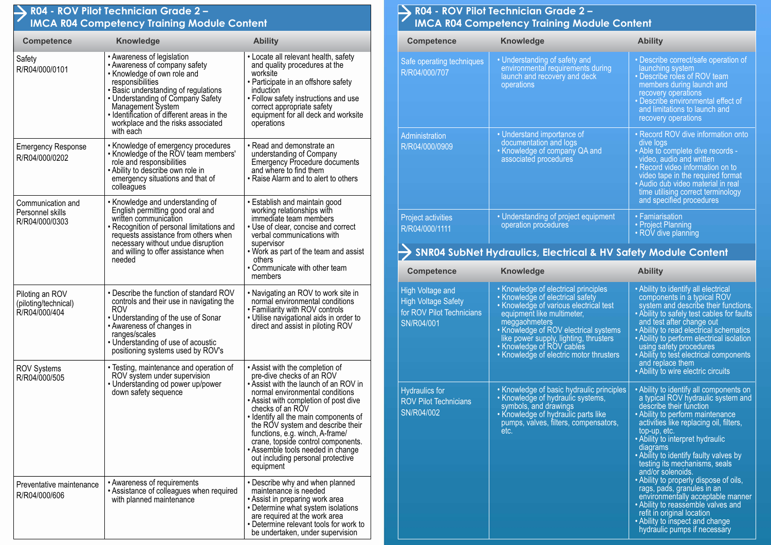## R04 - ROV Pilot Technician Grade 2 – IMCA R04 Competency Training Module Content

| Competence | Knowledge | Ability |
|---|---|---|
| Safety R/R04/000/0101 | • Awareness of legislation<br>• Awareness of company safety<br>• Knowledge of own role and responsibilities<br>• Basic understanding of regulations<br>• Understanding of Company Safety Management System<br>• Identification of different areas in the workplace and the risks associated with each | • Locate all relevant health, safety and quality procedures at the worksite<br>• Participate in an offshore safety induction<br>• Follow safety instructions and use correct appropriate safety equipment for all deck and worksite operations |
| Emergency Response R/R04/000/0202 | • Knowledge of emergency procedures<br>• Knowledge of the ROV team members' role and responsibilities<br>• Ability to describe own role in emergency situations and that of colleagues | • Read and demonstrate an understanding of Company Emergency Procedure documents and where to find them<br>• Raise Alarm and to alert to others |
| Communication and Personnel skills R/R04/000/0303 | • Knowledge and understanding of English permitting good oral and written communication<br>• Recognition of personal limitations and requests assistance from others when necessary without undue disruption and willing to offer assistance when needed | • Establish and maintain good working relationships with immediate team members<br>• Use of clear, concise and correct verbal communications with supervisor<br>• Work as part of the team and assist others<br>• Communicate with other team members |
| Piloting an ROV (piloting/technical) R/R04/000/404 | • Describe the function of standard ROV controls and their use in navigating the ROV<br>• Understanding of the use of Sonar<br>• Awareness of changes in ranges/scales<br>• Understanding of use of acoustic positioning systems used by ROV's | • Navigating an ROV to work site in normal environmental conditions<br>• Familiarity with ROV controls<br>• Utilise navigational aids in order to direct and assist in piloting ROV |
| ROV Systems R/R04/000/505 | • Testing, maintenance and operation of ROV system under supervision<br>• Understanding od power up/power down safety sequence | • Assist with the completion of pre-dive checks of an ROV<br>• Assist with the launch of an ROV in normal environmental conditions<br>• Assist with completion of post dive checks of an ROV<br>• Identify all the main components of the ROV system and describe their functions, e.g. winch, A-frame/ crane, topside control components.<br>• Assemble tools needed in change out including personal protective equipment |
| Preventative maintenance R/R04/000/606 | • Awareness of requirements<br>• Assistance of colleagues when required with planned maintenance | • Describe why and when planned maintenance is needed<br>• Assist in preparing work area<br>• Determine what system isolations are required at the work area<br>• Determine relevant tools for work to be undertaken, under supervision |
| Safe operating techniques R/R04/000/707 | • Understanding of safety and environmental requirements during launch and recovery and deck operations | • Describe correct/safe operation of launching system<br>• Describe roles of ROV team members during launch and recovery operations<br>• Describe environmental effect of and limitations to launch and recovery operations |
| Administration R/R04/000/0909 | • Understand importance of documentation and logs<br>• Knowledge of company QA and associated procedures | • Record ROV information onto dive logs<br>• Able to complete dive records - video, audio and written<br>• Record video information on to video tape in the required format<br>• Audio dub video material in real time utilising correct terminology and specified procedures |
| Project activities R/R04/000/1111 | • Understanding of project equipment operation procedures | • Famiarisation<br>• Project Planning<br>• ROV dive planning |

## SNR04 SubNet Hydraulics, Electrical & HV Safety Module Content

| Competence | Knowledge | Ability |
|---|---|---|
| High Voltage and High Voltage Safety for ROV Pilot Technicians SN/R04/001 | • Knowledge of electrical principles<br>• Knowledge of electrical safety<br>• Knowledge of various electrical test equipment like multimeter, meggaohmeters<br>• Knowledge of ROV electrical systems like power supply, lighting, thrusters<br>• Knowledge of ROV cables<br>• Knowledge of electric motor thrusters | • Ability to identify all electrical components in a typical ROV system and describe their functions.<br>• Ability to safely test cables for faults and test after change out<br>• Ability to read electrical schematics<br>• Ability to perform electrical isolation using safety procedures<br>• Ability to test electrical components and replace them<br>• Ability to wire electric circuits |
| Hydraulics for ROV Pilot Technicians SN/R04/002 | • Knowledge of basic hydraulic principles<br>• Knowledge of hydraulic systems, symbols, and drawings<br>• Knowledge of hydraulic parts like pumps, valves, filters, compensators, etc. | • Ability to identify all components on a typical ROV hydraulic system and describe their function<br>• Ability to perform maintenance activities like replacing oil, filters, top-up, etc.<br>• Ability to interpret hydraulic diagrams<br>• Ability to identify faulty valves by testing its mechanisms, seals and/or solenoids.<br>• Ability to properly dispose of oils, rags, pads, granules in an environmentally acceptable manner<br>• Ability to reassemble valves and refit in original location<br>• Ability to inspect and change hydraulic pumps if necessary |